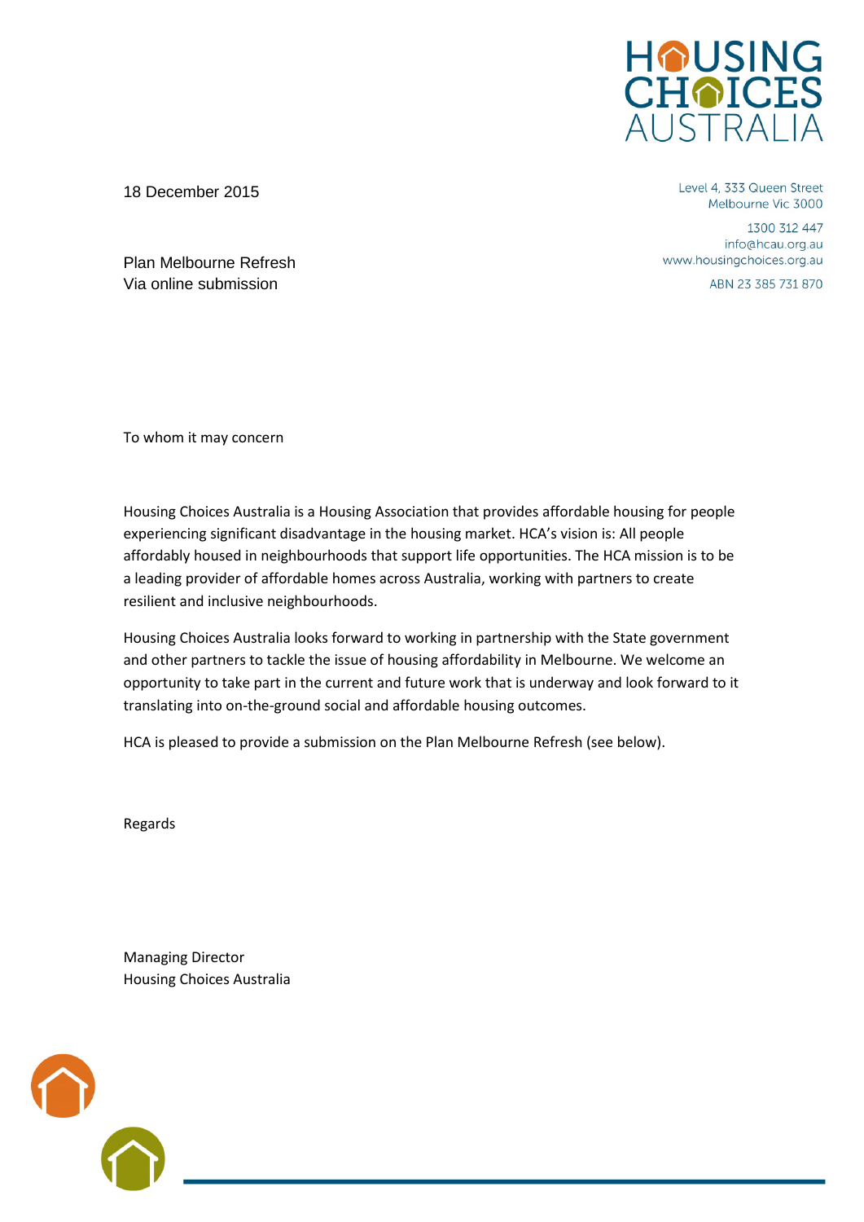18 December 2015

Level 4, 333 Queen Street
Melbourne Vic 3000

1300 312 447
info@hcau.org.au
www.housingchoices.org.au

ABN 23 385 731 870

Plan Melbourne Refresh
Via online submission

To whom it may concern

Housing Choices Australia is a Housing Association that provides affordable housing for people experiencing significant disadvantage in the housing market. HCA's vision is: All people affordably housed in neighbourhoods that support life opportunities. The HCA mission is to be a leading provider of affordable homes across Australia, working with partners to create resilient and inclusive neighbourhoods.

Housing Choices Australia looks forward to working in partnership with the State government and other partners to tackle the issue of housing affordability in Melbourne. We welcome an opportunity to take part in the current and future work that is underway and look forward to it translating into on-the-ground social and affordable housing outcomes.

HCA is pleased to provide a submission on the Plan Melbourne Refresh (see below).

Regards

Managing Director
Housing Choices Australia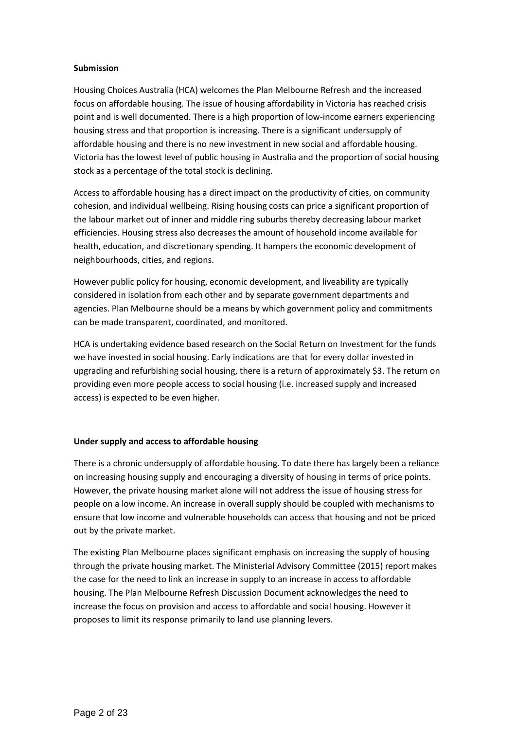**Submission**

Housing Choices Australia (HCA) welcomes the Plan Melbourne Refresh and the increased focus on affordable housing. The issue of housing affordability in Victoria has reached crisis point and is well documented. There is a high proportion of low-income earners experiencing housing stress and that proportion is increasing. There is a significant undersupply of affordable housing and there is no new investment in new social and affordable housing. Victoria has the lowest level of public housing in Australia and the proportion of social housing stock as a percentage of the total stock is declining.

Access to affordable housing has a direct impact on the productivity of cities, on community cohesion, and individual wellbeing. Rising housing costs can price a significant proportion of the labour market out of inner and middle ring suburbs thereby decreasing labour market efficiencies. Housing stress also decreases the amount of household income available for health, education, and discretionary spending. It hampers the economic development of neighbourhoods, cities, and regions.

However public policy for housing, economic development, and liveability are typically considered in isolation from each other and by separate government departments and agencies. Plan Melbourne should be a means by which government policy and commitments can be made transparent, coordinated, and monitored.

HCA is undertaking evidence based research on the Social Return on Investment for the funds we have invested in social housing. Early indications are that for every dollar invested in upgrading and refurbishing social housing, there is a return of approximately $3. The return on providing even more people access to social housing (i.e. increased supply and increased access) is expected to be even higher.

**Under supply and access to affordable housing**

There is a chronic undersupply of affordable housing. To date there has largely been a reliance on increasing housing supply and encouraging a diversity of housing in terms of price points. However, the private housing market alone will not address the issue of housing stress for people on a low income. An increase in overall supply should be coupled with mechanisms to ensure that low income and vulnerable households can access that housing and not be priced out by the private market.

The existing Plan Melbourne places significant emphasis on increasing the supply of housing through the private housing market. The Ministerial Advisory Committee (2015) report makes the case for the need to link an increase in supply to an increase in access to affordable housing. The Plan Melbourne Refresh Discussion Document acknowledges the need to increase the focus on provision and access to affordable and social housing. However it proposes to limit its response primarily to land use planning levers.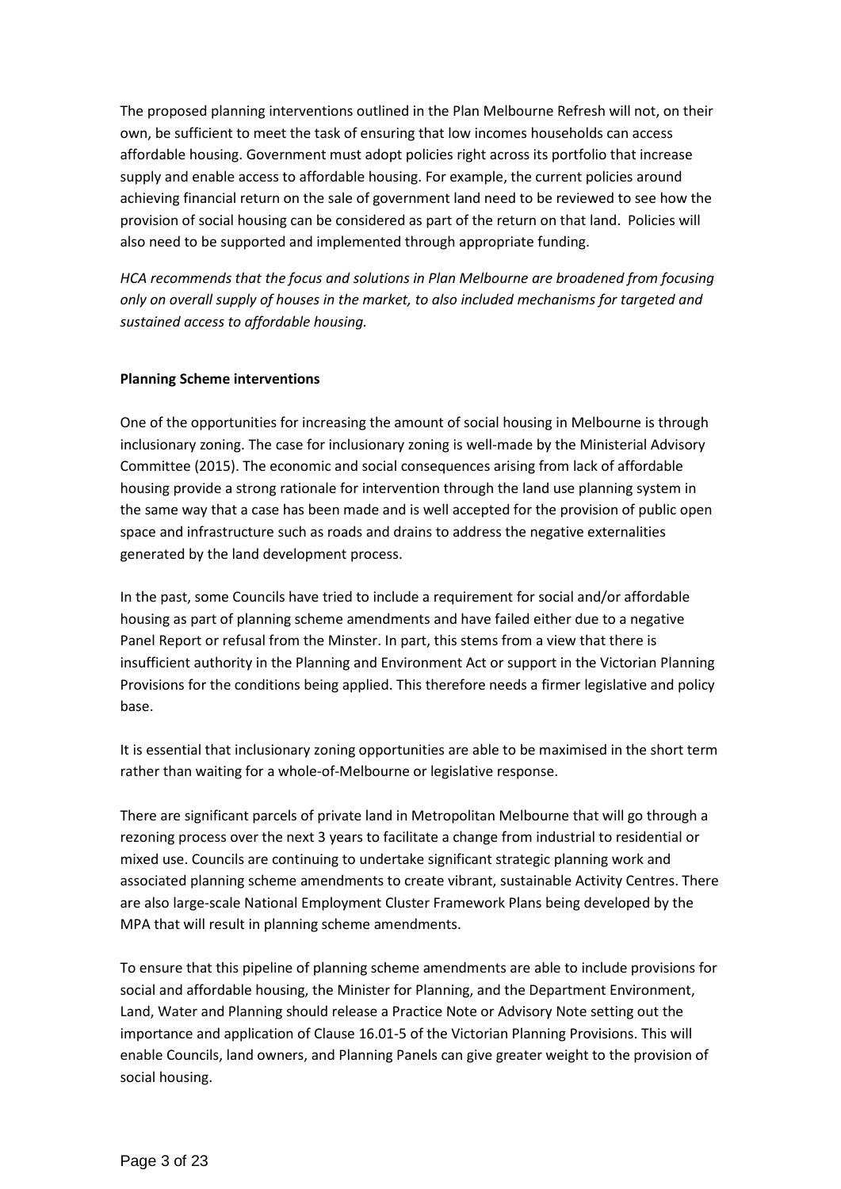The proposed planning interventions outlined in the Plan Melbourne Refresh will not, on their own, be sufficient to meet the task of ensuring that low incomes households can access affordable housing. Government must adopt policies right across its portfolio that increase supply and enable access to affordable housing. For example, the current policies around achieving financial return on the sale of government land need to be reviewed to see how the provision of social housing can be considered as part of the return on that land. Policies will also need to be supported and implemented through appropriate funding.

*HCA recommends that the focus and solutions in Plan Melbourne are broadened from focusing only on overall supply of houses in the market, to also included mechanisms for targeted and sustained access to affordable housing.*

**Planning Scheme interventions**

One of the opportunities for increasing the amount of social housing in Melbourne is through inclusionary zoning. The case for inclusionary zoning is well-made by the Ministerial Advisory Committee (2015). The economic and social consequences arising from lack of affordable housing provide a strong rationale for intervention through the land use planning system in the same way that a case has been made and is well accepted for the provision of public open space and infrastructure such as roads and drains to address the negative externalities generated by the land development process.

In the past, some Councils have tried to include a requirement for social and/or affordable housing as part of planning scheme amendments and have failed either due to a negative Panel Report or refusal from the Minster. In part, this stems from a view that there is insufficient authority in the Planning and Environment Act or support in the Victorian Planning Provisions for the conditions being applied. This therefore needs a firmer legislative and policy base.

It is essential that inclusionary zoning opportunities are able to be maximised in the short term rather than waiting for a whole-of-Melbourne or legislative response.

There are significant parcels of private land in Metropolitan Melbourne that will go through a rezoning process over the next 3 years to facilitate a change from industrial to residential or mixed use. Councils are continuing to undertake significant strategic planning work and associated planning scheme amendments to create vibrant, sustainable Activity Centres. There are also large-scale National Employment Cluster Framework Plans being developed by the MPA that will result in planning scheme amendments.

To ensure that this pipeline of planning scheme amendments are able to include provisions for social and affordable housing, the Minister for Planning, and the Department Environment, Land, Water and Planning should release a Practice Note or Advisory Note setting out the importance and application of Clause 16.01-5 of the Victorian Planning Provisions. This will enable Councils, land owners, and Planning Panels can give greater weight to the provision of social housing.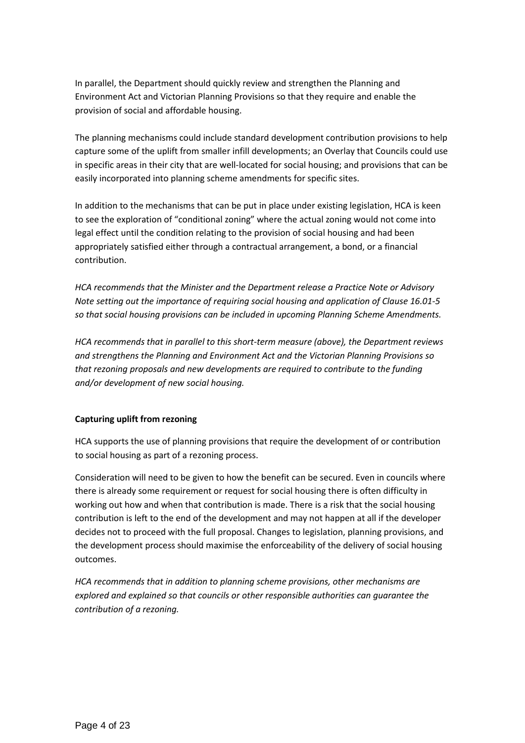In parallel, the Department should quickly review and strengthen the Planning and Environment Act and Victorian Planning Provisions so that they require and enable the provision of social and affordable housing.

The planning mechanisms could include standard development contribution provisions to help capture some of the uplift from smaller infill developments; an Overlay that Councils could use in specific areas in their city that are well-located for social housing; and provisions that can be easily incorporated into planning scheme amendments for specific sites.

In addition to the mechanisms that can be put in place under existing legislation, HCA is keen to see the exploration of "conditional zoning" where the actual zoning would not come into legal effect until the condition relating to the provision of social housing and had been appropriately satisfied either through a contractual arrangement, a bond, or a financial contribution.

*HCA recommends that the Minister and the Department release a Practice Note or Advisory Note setting out the importance of requiring social housing and application of Clause 16.01-5 so that social housing provisions can be included in upcoming Planning Scheme Amendments.*

*HCA recommends that in parallel to this short-term measure (above), the Department reviews and strengthens the Planning and Environment Act and the Victorian Planning Provisions so that rezoning proposals and new developments are required to contribute to the funding and/or development of new social housing.*

**Capturing uplift from rezoning**

HCA supports the use of planning provisions that require the development of or contribution to social housing as part of a rezoning process.

Consideration will need to be given to how the benefit can be secured. Even in councils where there is already some requirement or request for social housing there is often difficulty in working out how and when that contribution is made. There is a risk that the social housing contribution is left to the end of the development and may not happen at all if the developer decides not to proceed with the full proposal. Changes to legislation, planning provisions, and the development process should maximise the enforceability of the delivery of social housing outcomes.

*HCA recommends that in addition to planning scheme provisions, other mechanisms are explored and explained so that councils or other responsible authorities can guarantee the contribution of a rezoning.*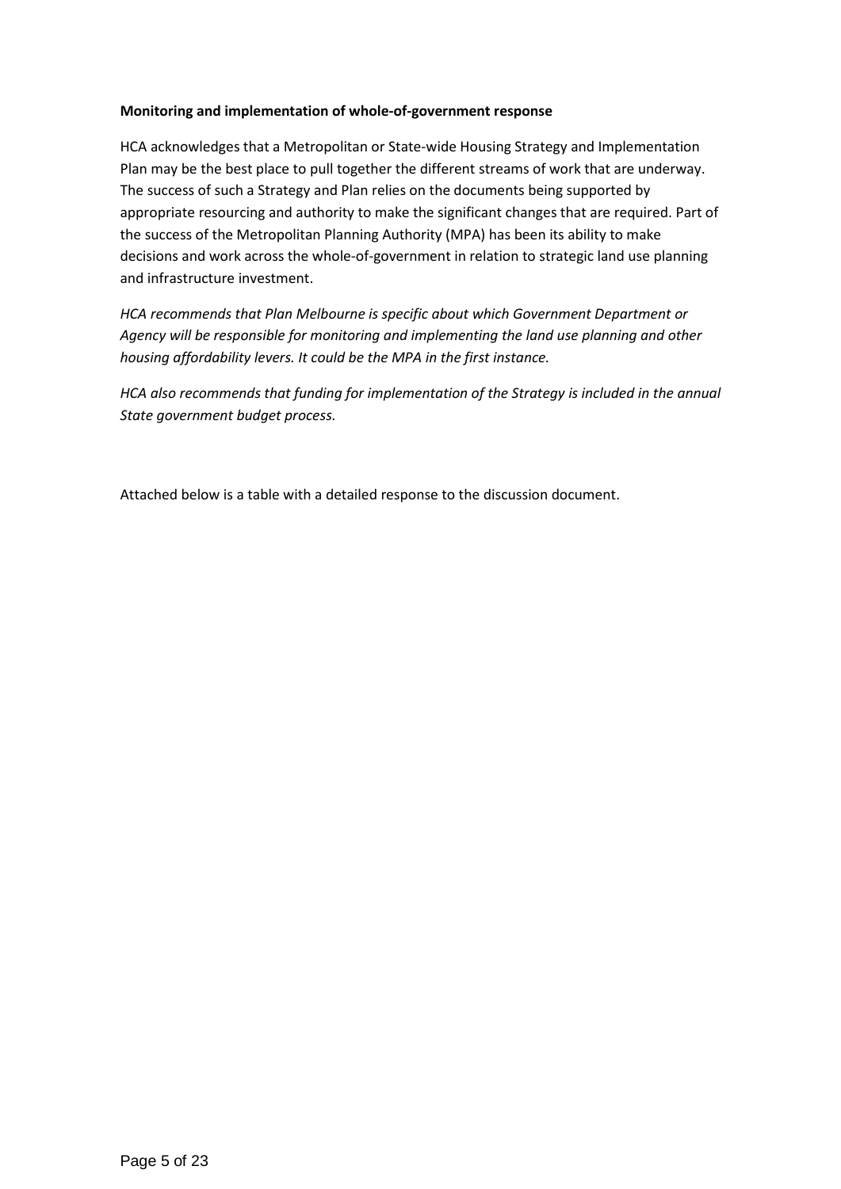**Monitoring and implementation of whole-of-government response**

HCA acknowledges that a Metropolitan or State-wide Housing Strategy and Implementation Plan may be the best place to pull together the different streams of work that are underway. The success of such a Strategy and Plan relies on the documents being supported by appropriate resourcing and authority to make the significant changes that are required. Part of the success of the Metropolitan Planning Authority (MPA) has been its ability to make decisions and work across the whole-of-government in relation to strategic land use planning and infrastructure investment.

*HCA recommends that Plan Melbourne is specific about which Government Department or Agency will be responsible for monitoring and implementing the land use planning and other housing affordability levers. It could be the MPA in the first instance.*

*HCA also recommends that funding for implementation of the Strategy is included in the annual State government budget process.*

Attached below is a table with a detailed response to the discussion document.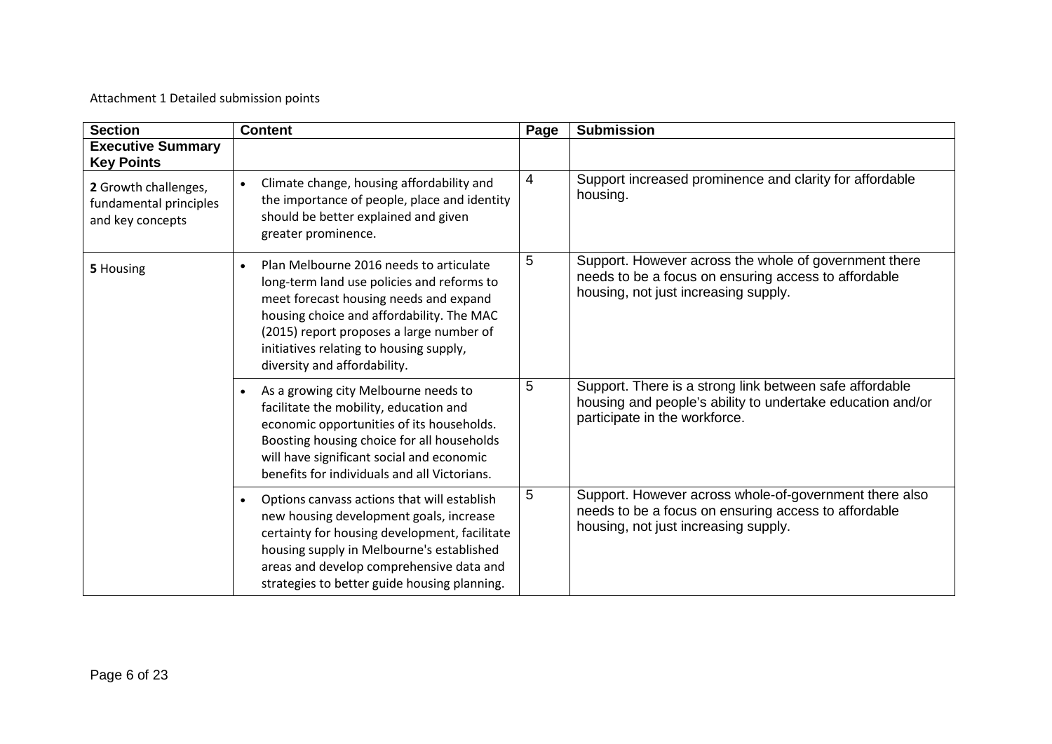Attachment 1 Detailed submission points

| Section | Content | Page | Submission |
| --- | --- | --- | --- |
| **Executive Summary Key Points** | | | |
| **2** Growth challenges, fundamental principles and key concepts | • Climate change, housing affordability and the importance of people, place and identity should be better explained and given greater prominence. | 4 | Support increased prominence and clarity for affordable housing. |
| **5** Housing | • Plan Melbourne 2016 needs to articulate long-term land use policies and reforms to meet forecast housing needs and expand housing choice and affordability. The MAC (2015) report proposes a large number of initiatives relating to housing supply, diversity and affordability. | 5 | Support. However across the whole of government there needs to be a focus on ensuring access to affordable housing, not just increasing supply. |
| | • As a growing city Melbourne needs to facilitate the mobility, education and economic opportunities of its households. Boosting housing choice for all households will have significant social and economic benefits for individuals and all Victorians. | 5 | Support. There is a strong link between safe affordable housing and people's ability to undertake education and/or participate in the workforce. |
| | • Options canvass actions that will establish new housing development goals, increase certainty for housing development, facilitate housing supply in Melbourne's established areas and develop comprehensive data and strategies to better guide housing planning. | 5 | Support. However across whole-of-government there also needs to be a focus on ensuring access to affordable housing, not just increasing supply. |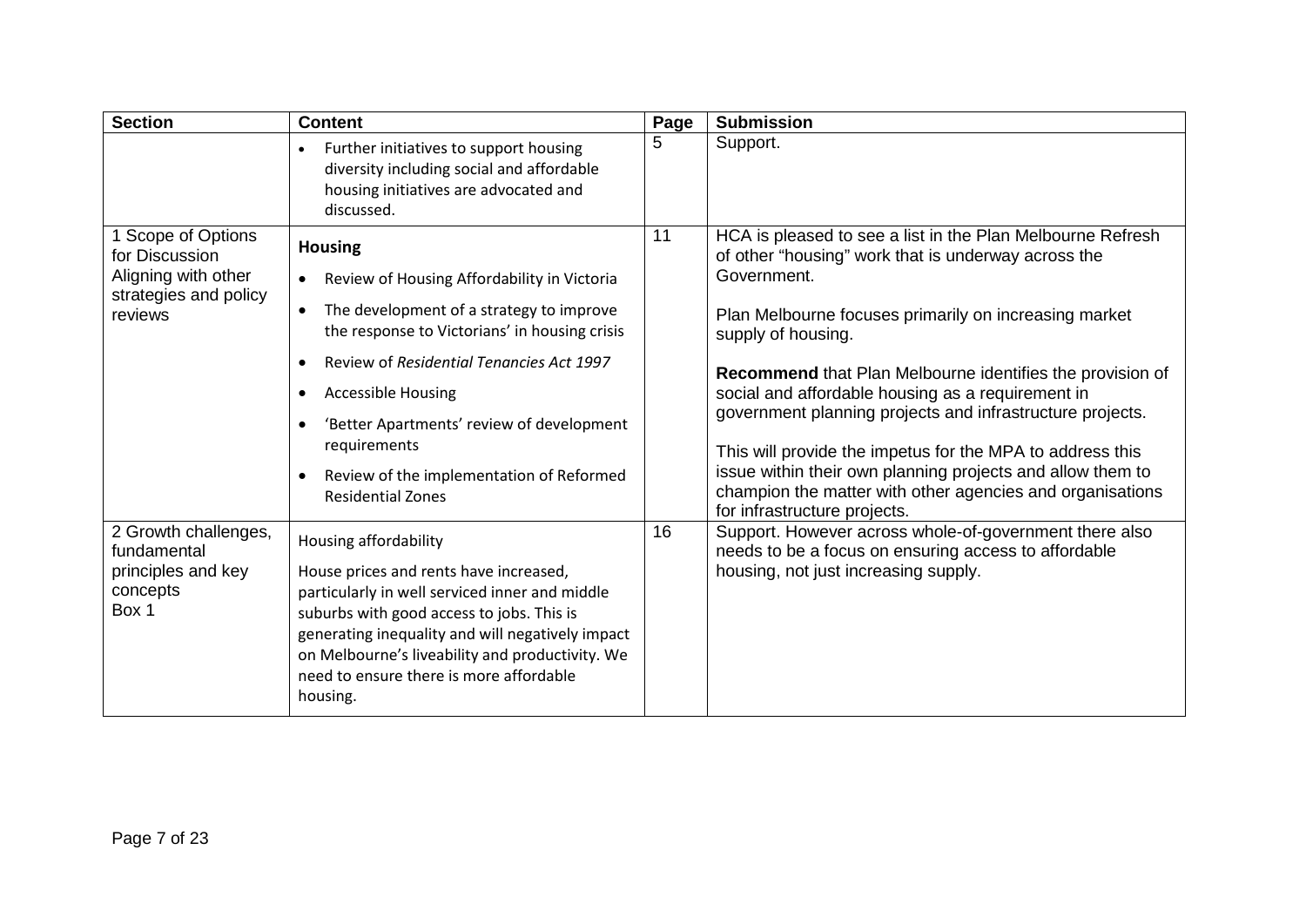| Section | Content | Page | Submission |
|---|---|---|---|
| | • Further initiatives to support housing diversity including social and affordable housing initiatives are advocated and discussed. | 5 | Support. |
| 1 Scope of Options for Discussion Aligning with other strategies and policy reviews | **Housing**<br>• Review of Housing Affordability in Victoria<br>• The development of a strategy to improve the response to Victorians' in housing crisis<br>• Review of *Residential Tenancies Act 1997*<br>• Accessible Housing<br>• 'Better Apartments' review of development requirements<br>• Review of the implementation of Reformed Residential Zones | 11 | HCA is pleased to see a list in the Plan Melbourne Refresh of other "housing" work that is underway across the Government.<br><br>Plan Melbourne focuses primarily on increasing market supply of housing.<br><br>**Recommend** that Plan Melbourne identifies the provision of social and affordable housing as a requirement in government planning projects and infrastructure projects.<br><br>This will provide the impetus for the MPA to address this issue within their own planning projects and allow them to champion the matter with other agencies and organisations for infrastructure projects. |
| 2 Growth challenges, fundamental principles and key concepts Box 1 | Housing affordability<br>House prices and rents have increased, particularly in well serviced inner and middle suburbs with good access to jobs. This is generating inequality and will negatively impact on Melbourne's liveability and productivity. We need to ensure there is more affordable housing. | 16 | Support. However across whole-of-government there also needs to be a focus on ensuring access to affordable housing, not just increasing supply. |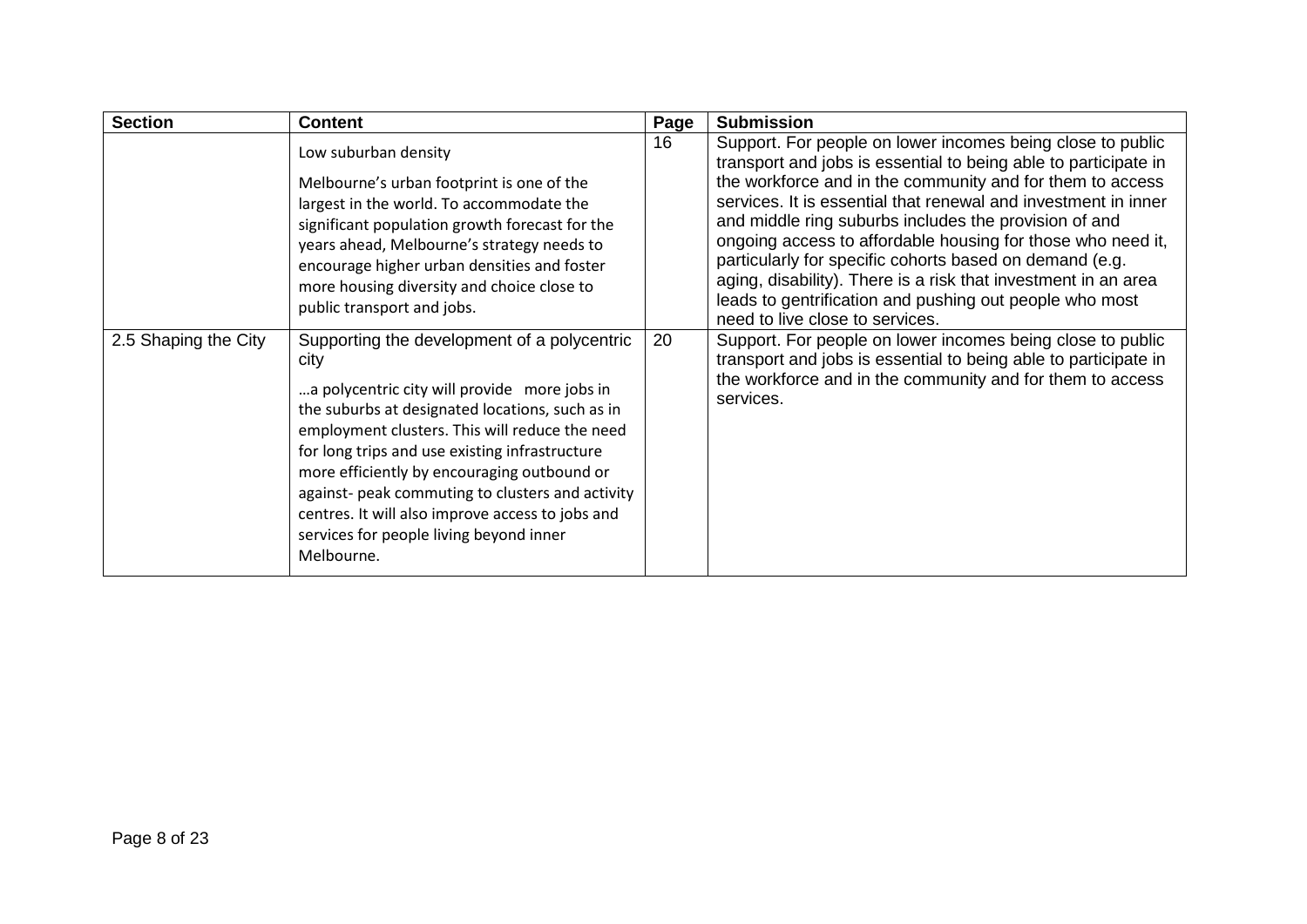| Section | Content | Page | Submission |
|---|---|---|---|
| | Low suburban density<br><br>Melbourne's urban footprint is one of the largest in the world. To accommodate the significant population growth forecast for the years ahead, Melbourne's strategy needs to encourage higher urban densities and foster more housing diversity and choice close to public transport and jobs. | 16 | Support. For people on lower incomes being close to public transport and jobs is essential to being able to participate in the workforce and in the community and for them to access services. It is essential that renewal and investment in inner and middle ring suburbs includes the provision of and ongoing access to affordable housing for those who need it, particularly for specific cohorts based on demand (e.g. aging, disability). There is a risk that investment in an area leads to gentrification and pushing out people who most need to live close to services. |
| 2.5 Shaping the City | Supporting the development of a polycentric city<br><br>…a polycentric city will provide more jobs in the suburbs at designated locations, such as in employment clusters. This will reduce the need for long trips and use existing infrastructure more efficiently by encouraging outbound or against- peak commuting to clusters and activity centres. It will also improve access to jobs and services for people living beyond inner Melbourne. | 20 | Support. For people on lower incomes being close to public transport and jobs is essential to being able to participate in the workforce and in the community and for them to access services. |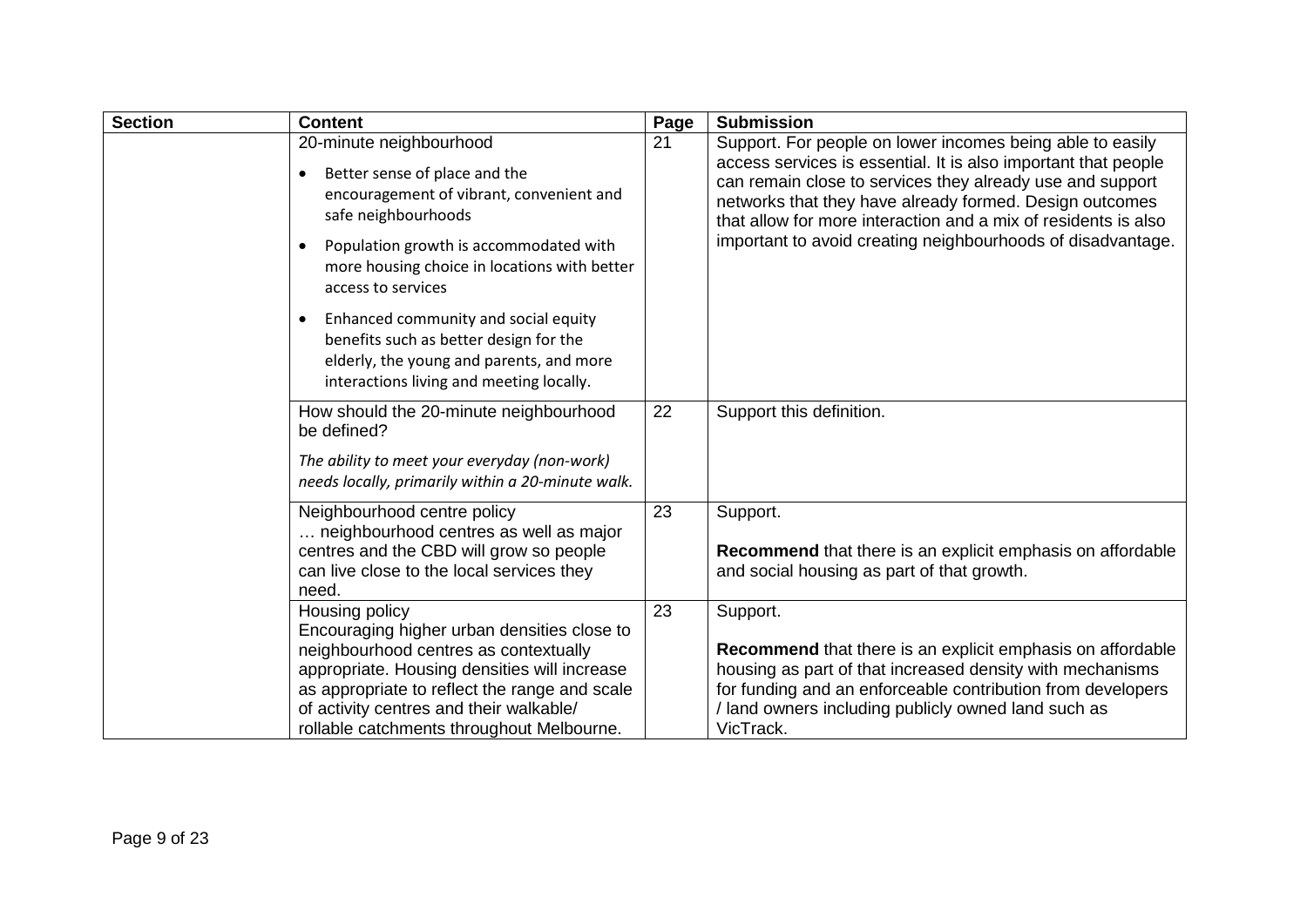| Section | Content | Page | Submission |
|---|---|---|---|
| | 20-minute neighbourhood<br>• Better sense of place and the encouragement of vibrant, convenient and safe neighbourhoods<br>• Population growth is accommodated with more housing choice in locations with better access to services<br>• Enhanced community and social equity benefits such as better design for the elderly, the young and parents, and more interactions living and meeting locally. | 21 | Support. For people on lower incomes being able to easily access services is essential. It is also important that people can remain close to services they already use and support networks that they have already formed. Design outcomes that allow for more interaction and a mix of residents is also important to avoid creating neighbourhoods of disadvantage. |
| | How should the 20-minute neighbourhood be defined?<br>*The ability to meet your everyday (non-work) needs locally, primarily within a 20-minute walk.* | 22 | Support this definition. |
| | Neighbourhood centre policy<br>… neighbourhood centres as well as major centres and the CBD will grow so people can live close to the local services they need. | 23 | Support.<br>**Recommend** that there is an explicit emphasis on affordable and social housing as part of that growth. |
| | Housing policy<br>Encouraging higher urban densities close to neighbourhood centres as contextually appropriate. Housing densities will increase as appropriate to reflect the range and scale of activity centres and their walkable/ rollable catchments throughout Melbourne. | 23 | Support.<br>**Recommend** that there is an explicit emphasis on affordable housing as part of that increased density with mechanisms for funding and an enforceable contribution from developers / land owners including publicly owned land such as VicTrack. |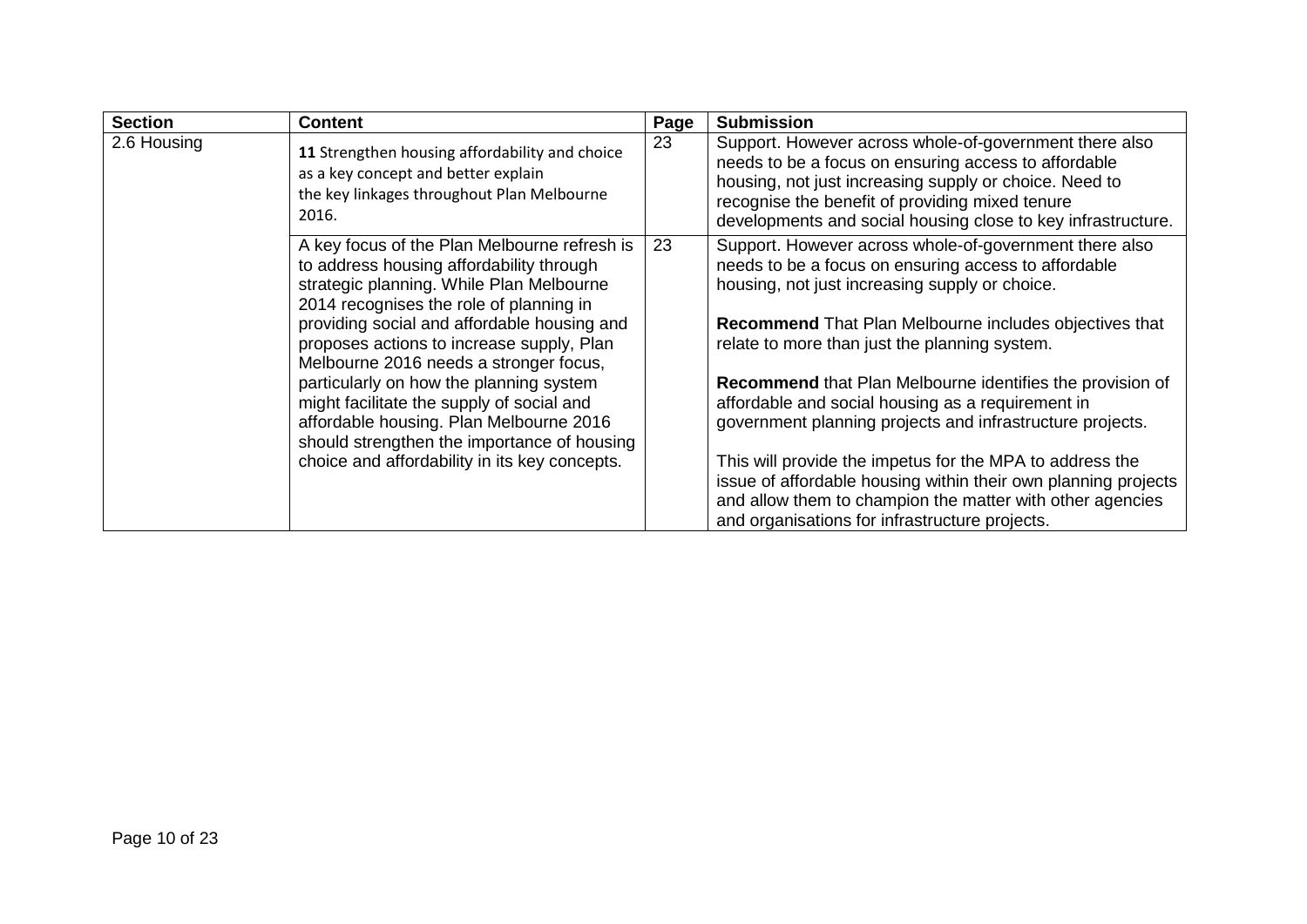| Section | Content | Page | Submission |
|---|---|---|---|
| 2.6 Housing | **11** Strengthen housing affordability and choice as a key concept and better explain the key linkages throughout Plan Melbourne 2016. | 23 | Support. However across whole-of-government there also needs to be a focus on ensuring access to affordable housing, not just increasing supply or choice. Need to recognise the benefit of providing mixed tenure developments and social housing close to key infrastructure. |
| | A key focus of the Plan Melbourne refresh is to address housing affordability through strategic planning. While Plan Melbourne 2014 recognises the role of planning in providing social and affordable housing and proposes actions to increase supply, Plan Melbourne 2016 needs a stronger focus, particularly on how the planning system might facilitate the supply of social and affordable housing. Plan Melbourne 2016 should strengthen the importance of housing choice and affordability in its key concepts. | 23 | Support. However across whole-of-government there also needs to be a focus on ensuring access to affordable housing, not just increasing supply or choice.<br><br>**Recommend** That Plan Melbourne includes objectives that relate to more than just the planning system.<br><br>**Recommend** that Plan Melbourne identifies the provision of affordable and social housing as a requirement in government planning projects and infrastructure projects.<br><br>This will provide the impetus for the MPA to address the issue of affordable housing within their own planning projects and allow them to champion the matter with other agencies and organisations for infrastructure projects. |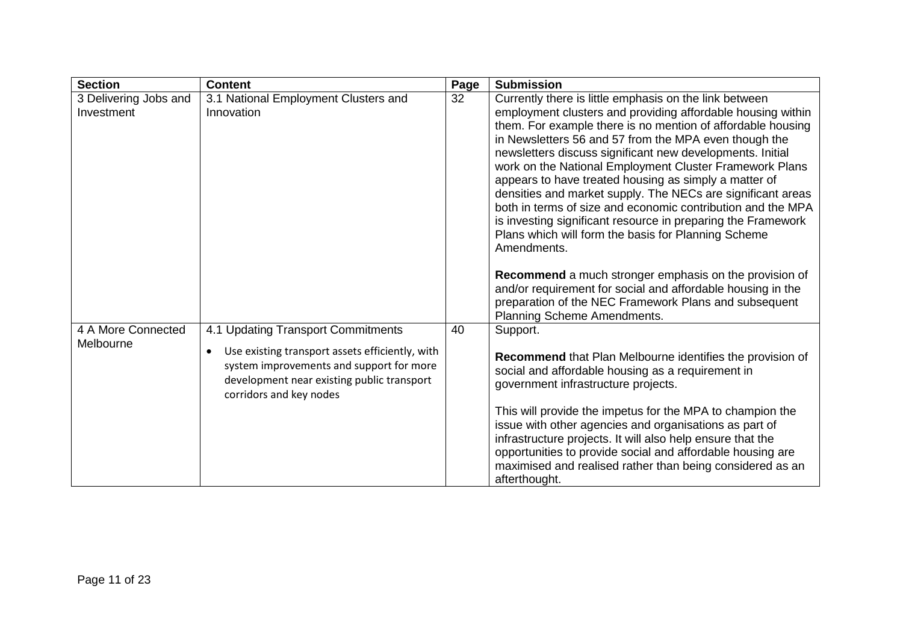| Section | Content | Page | Submission |
|---|---|---|---|
| 3 Delivering Jobs and Investment | 3.1 National Employment Clusters and Innovation | 32 | Currently there is little emphasis on the link between employment clusters and providing affordable housing within them. For example there is no mention of affordable housing in Newsletters 56 and 57 from the MPA even though the newsletters discuss significant new developments. Initial work on the National Employment Cluster Framework Plans appears to have treated housing as simply a matter of densities and market supply. The NECs are significant areas both in terms of size and economic contribution and the MPA is investing significant resource in preparing the Framework Plans which will form the basis for Planning Scheme Amendments.<br><br>**Recommend** a much stronger emphasis on the provision of and/or requirement for social and affordable housing in the preparation of the NEC Framework Plans and subsequent Planning Scheme Amendments. |
| 4 A More Connected Melbourne | 4.1 Updating Transport Commitments<br><br>• Use existing transport assets efficiently, with system improvements and support for more development near existing public transport corridors and key nodes | 40 | Support.<br><br>**Recommend** that Plan Melbourne identifies the provision of social and affordable housing as a requirement in government infrastructure projects.<br><br>This will provide the impetus for the MPA to champion the issue with other agencies and organisations as part of infrastructure projects. It will also help ensure that the opportunities to provide social and affordable housing are maximised and realised rather than being considered as an afterthought. |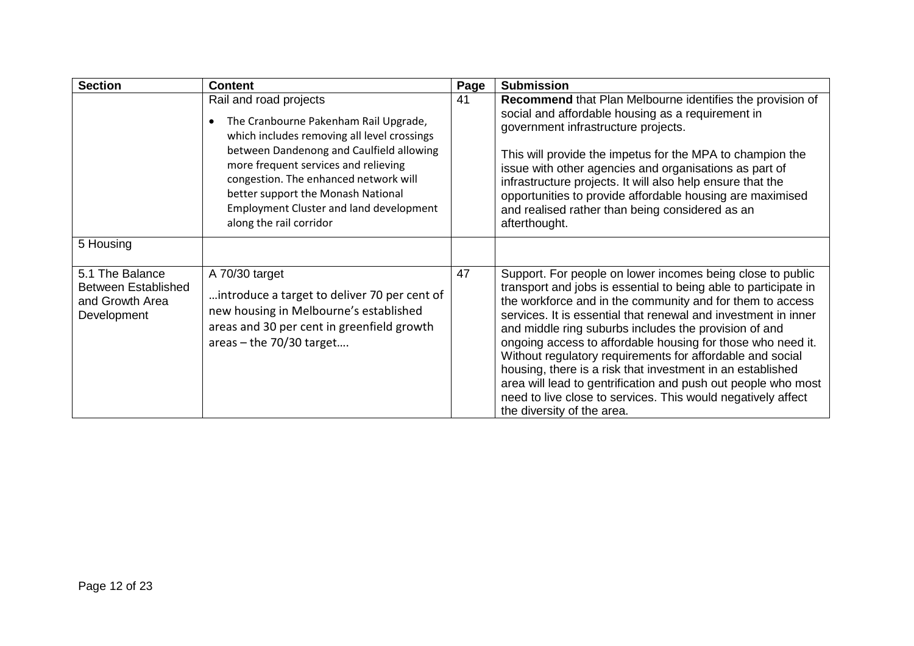| Section | Content | Page | Submission |
|---|---|---|---|
| | Rail and road projects<br><br>• The Cranbourne Pakenham Rail Upgrade, which includes removing all level crossings between Dandenong and Caulfield allowing more frequent services and relieving congestion. The enhanced network will better support the Monash National Employment Cluster and land development along the rail corridor | 41 | **Recommend** that Plan Melbourne identifies the provision of social and affordable housing as a requirement in government infrastructure projects.<br><br>This will provide the impetus for the MPA to champion the issue with other agencies and organisations as part of infrastructure projects. It will also help ensure that the opportunities to provide affordable housing are maximised and realised rather than being considered as an afterthought. |
| 5 Housing | | | |
| 5.1 The Balance Between Established and Growth Area Development | A 70/30 target<br><br>…introduce a target to deliver 70 per cent of new housing in Melbourne's established areas and 30 per cent in greenfield growth areas – the 70/30 target…. | 47 | Support. For people on lower incomes being close to public transport and jobs is essential to being able to participate in the workforce and in the community and for them to access services. It is essential that renewal and investment in inner and middle ring suburbs includes the provision of and ongoing access to affordable housing for those who need it. Without regulatory requirements for affordable and social housing, there is a risk that investment in an established area will lead to gentrification and push out people who most need to live close to services. This would negatively affect the diversity of the area. |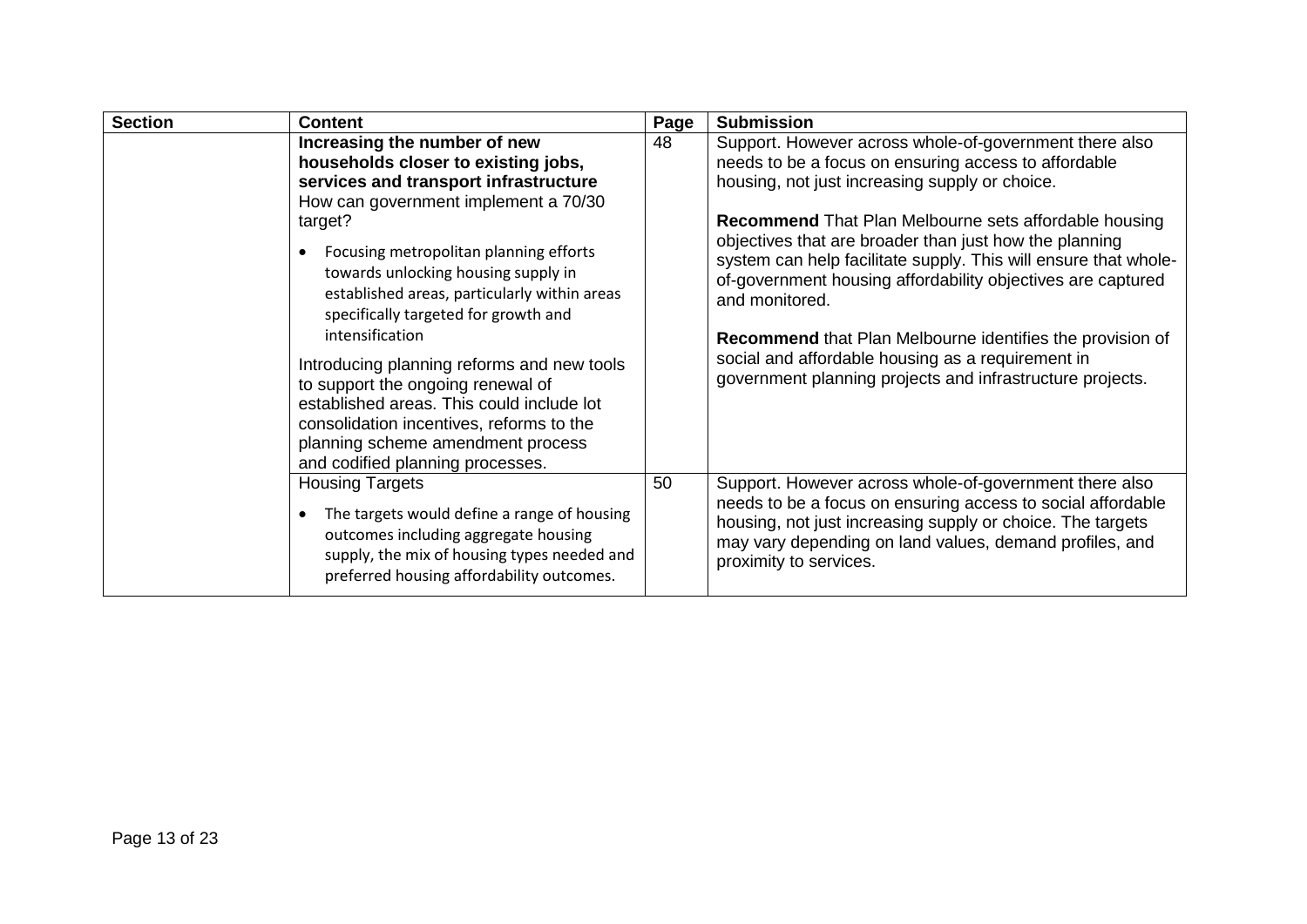| Section | Content | Page | Submission |
|---|---|---|---|
| | **Increasing the number of new households closer to existing jobs, services and transport infrastructure** How can government implement a 70/30 target? <br>• Focusing metropolitan planning efforts towards unlocking housing supply in established areas, particularly within areas specifically targeted for growth and intensification <br><br>Introducing planning reforms and new tools to support the ongoing renewal of established areas. This could include lot consolidation incentives, reforms to the planning scheme amendment process and codified planning processes. | 48 | Support. However across whole-of-government there also needs to be a focus on ensuring access to affordable housing, not just increasing supply or choice. <br><br>**Recommend** That Plan Melbourne sets affordable housing objectives that are broader than just how the planning system can help facilitate supply. This will ensure that whole-of-government housing affordability objectives are captured and monitored. <br><br>**Recommend** that Plan Melbourne identifies the provision of social and affordable housing as a requirement in government planning projects and infrastructure projects. |
| | Housing Targets <br>• The targets would define a range of housing outcomes including aggregate housing supply, the mix of housing types needed and preferred housing affordability outcomes. | 50 | Support. However across whole-of-government there also needs to be a focus on ensuring access to social affordable housing, not just increasing supply or choice. The targets may vary depending on land values, demand profiles, and proximity to services. |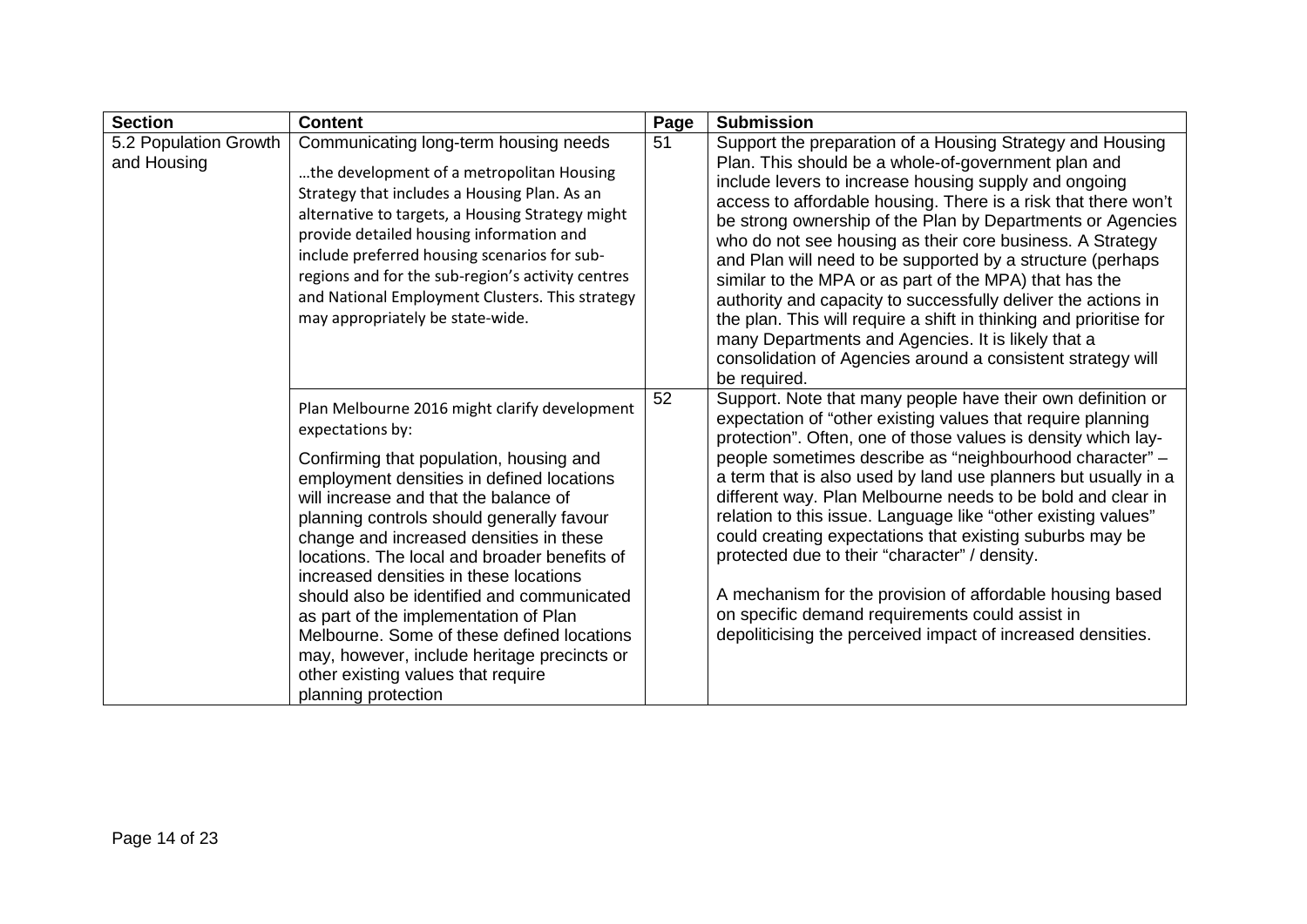| Section | Content | Page | Submission |
|---|---|---|---|
| 5.2 Population Growth and Housing | Communicating long-term housing needs<br><br>…the development of a metropolitan Housing Strategy that includes a Housing Plan. As an alternative to targets, a Housing Strategy might provide detailed housing information and include preferred housing scenarios for sub-regions and for the sub-region's activity centres and National Employment Clusters. This strategy may appropriately be state-wide. | 51 | Support the preparation of a Housing Strategy and Housing Plan. This should be a whole-of-government plan and include levers to increase housing supply and ongoing access to affordable housing. There is a risk that there won't be strong ownership of the Plan by Departments or Agencies who do not see housing as their core business. A Strategy and Plan will need to be supported by a structure (perhaps similar to the MPA or as part of the MPA) that has the authority and capacity to successfully deliver the actions in the plan. This will require a shift in thinking and prioritise for many Departments and Agencies. It is likely that a consolidation of Agencies around a consistent strategy will be required. |
| | Plan Melbourne 2016 might clarify development expectations by:<br><br>Confirming that population, housing and employment densities in defined locations will increase and that the balance of planning controls should generally favour change and increased densities in these locations. The local and broader benefits of increased densities in these locations should also be identified and communicated as part of the implementation of Plan Melbourne. Some of these defined locations may, however, include heritage precincts or other existing values that require planning protection | 52 | Support. Note that many people have their own definition or expectation of "other existing values that require planning protection". Often, one of those values is density which lay-people sometimes describe as "neighbourhood character" – a term that is also used by land use planners but usually in a different way. Plan Melbourne needs to be bold and clear in relation to this issue. Language like "other existing values" could creating expectations that existing suburbs may be protected due to their "character" / density.<br><br>A mechanism for the provision of affordable housing based on specific demand requirements could assist in depoliticising the perceived impact of increased densities. |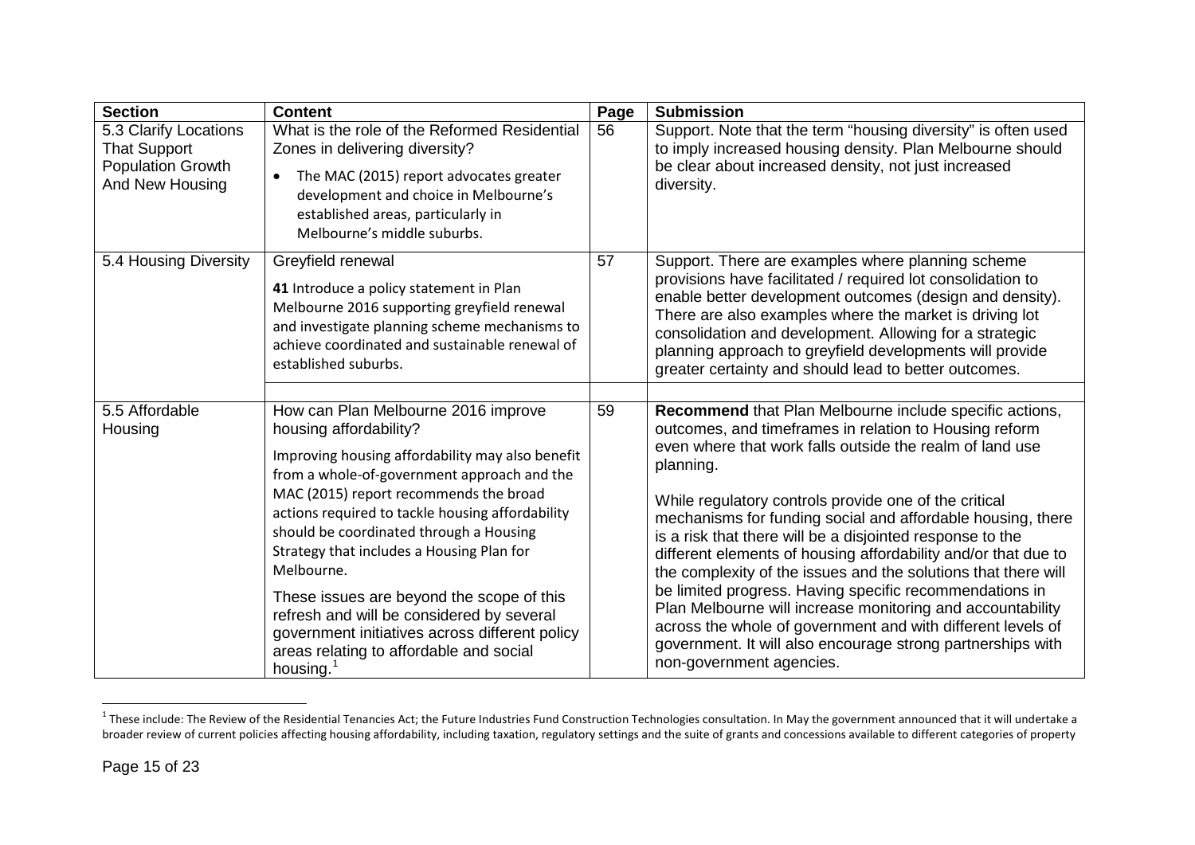| Section | Content | Page | Submission |
|---|---|---|---|
| 5.3 Clarify Locations That Support Population Growth And New Housing | What is the role of the Reformed Residential Zones in delivering diversity?<br><br>• The MAC (2015) report advocates greater development and choice in Melbourne's established areas, particularly in Melbourne's middle suburbs. | 56 | Support. Note that the term "housing diversity" is often used to imply increased housing density. Plan Melbourne should be clear about increased density, not just increased diversity. |
| 5.4 Housing Diversity | Greyfield renewal<br><br>**41** Introduce a policy statement in Plan Melbourne 2016 supporting greyfield renewal and investigate planning scheme mechanisms to achieve coordinated and sustainable renewal of established suburbs. | 57 | Support. There are examples where planning scheme provisions have facilitated / required lot consolidation to enable better development outcomes (design and density). There are also examples where the market is driving lot consolidation and development. Allowing for a strategic planning approach to greyfield developments will provide greater certainty and should lead to better outcomes. |
| | | | |
| 5.5 Affordable Housing | How can Plan Melbourne 2016 improve housing affordability?<br><br>Improving housing affordability may also benefit from a whole-of-government approach and the MAC (2015) report recommends the broad actions required to tackle housing affordability should be coordinated through a Housing Strategy that includes a Housing Plan for Melbourne.<br><br>These issues are beyond the scope of this refresh and will be considered by several government initiatives across different policy areas relating to affordable and social housing.[1] | 59 | **Recommend** that Plan Melbourne include specific actions, outcomes, and timeframes in relation to Housing reform even where that work falls outside the realm of land use planning.<br><br>While regulatory controls provide one of the critical mechanisms for funding social and affordable housing, there is a risk that there will be a disjointed response to the different elements of housing affordability and/or that due to the complexity of the issues and the solutions that there will be limited progress. Having specific recommendations in Plan Melbourne will increase monitoring and accountability across the whole of government and with different levels of government. It will also encourage strong partnerships with non-government agencies. |

[1] These include: The Review of the Residential Tenancies Act; the Future Industries Fund Construction Technologies consultation. In May the government announced that it will undertake a broader review of current policies affecting housing affordability, including taxation, regulatory settings and the suite of grants and concessions available to different categories of property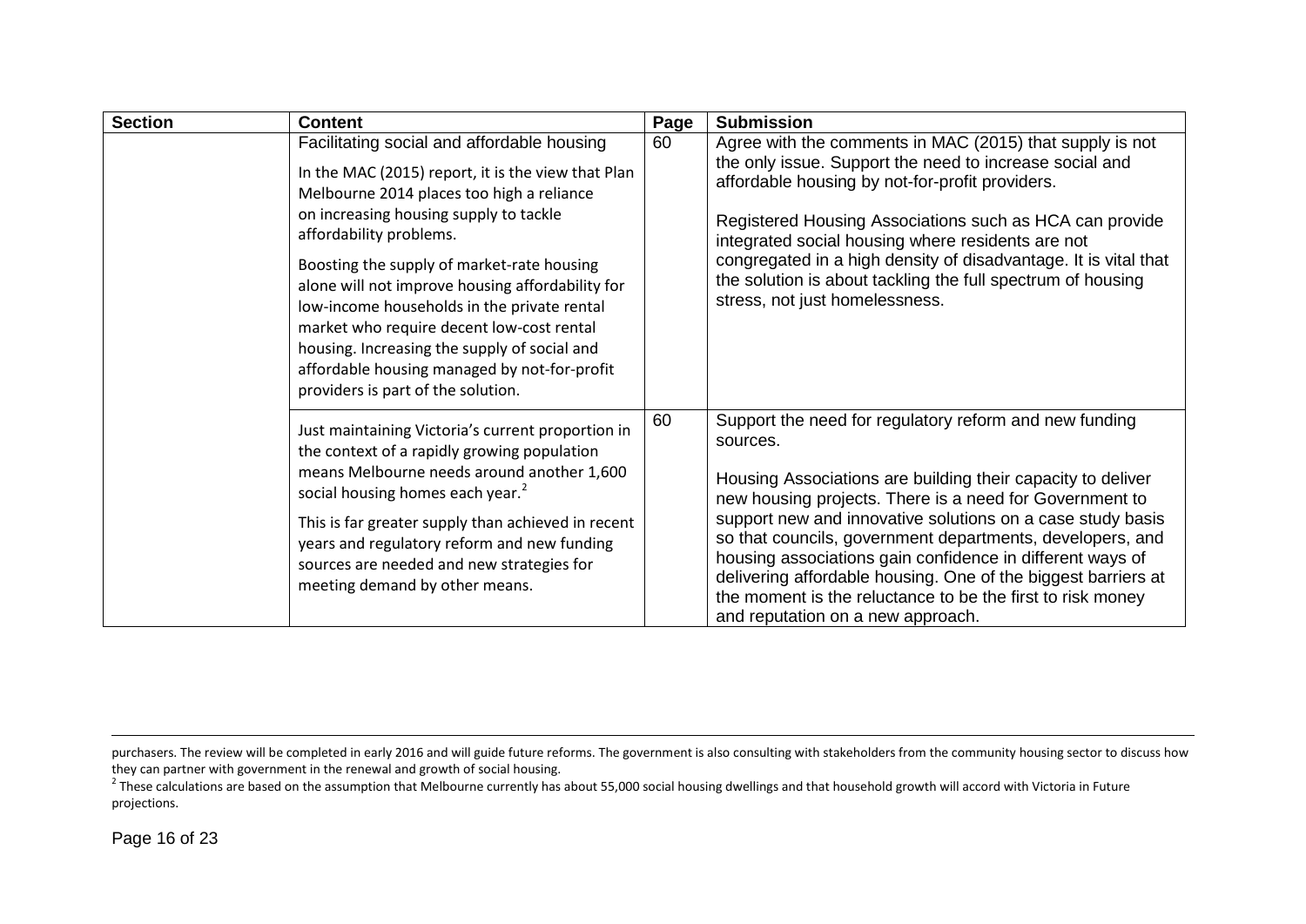| Section | Content | Page | Submission |
|---|---|---|---|
| | Facilitating social and affordable housing<br><br>In the MAC (2015) report, it is the view that Plan Melbourne 2014 places too high a reliance on increasing housing supply to tackle affordability problems.<br><br>Boosting the supply of market-rate housing alone will not improve housing affordability for low-income households in the private rental market who require decent low-cost rental housing. Increasing the supply of social and affordable housing managed by not-for-profit providers is part of the solution. | 60 | Agree with the comments in MAC (2015) that supply is not the only issue. Support the need to increase social and affordable housing by not-for-profit providers.<br><br>Registered Housing Associations such as HCA can provide integrated social housing where residents are not congregated in a high density of disadvantage. It is vital that the solution is about tackling the full spectrum of housing stress, not just homelessness. |
| | Just maintaining Victoria's current proportion in the context of a rapidly growing population means Melbourne needs around another 1,600 social housing homes each year.[2]<br><br>This is far greater supply than achieved in recent years and regulatory reform and new funding sources are needed and new strategies for meeting demand by other means. | 60 | Support the need for regulatory reform and new funding sources.<br><br>Housing Associations are building their capacity to deliver new housing projects. There is a need for Government to support new and innovative solutions on a case study basis so that councils, government departments, developers, and housing associations gain confidence in different ways of delivering affordable housing. One of the biggest barriers at the moment is the reluctance to be the first to risk money and reputation on a new approach. |

purchasers. The review will be completed in early 2016 and will guide future reforms. The government is also consulting with stakeholders from the community housing sector to discuss how they can partner with government in the renewal and growth of social housing.

[2] These calculations are based on the assumption that Melbourne currently has about 55,000 social housing dwellings and that household growth will accord with Victoria in Future projections.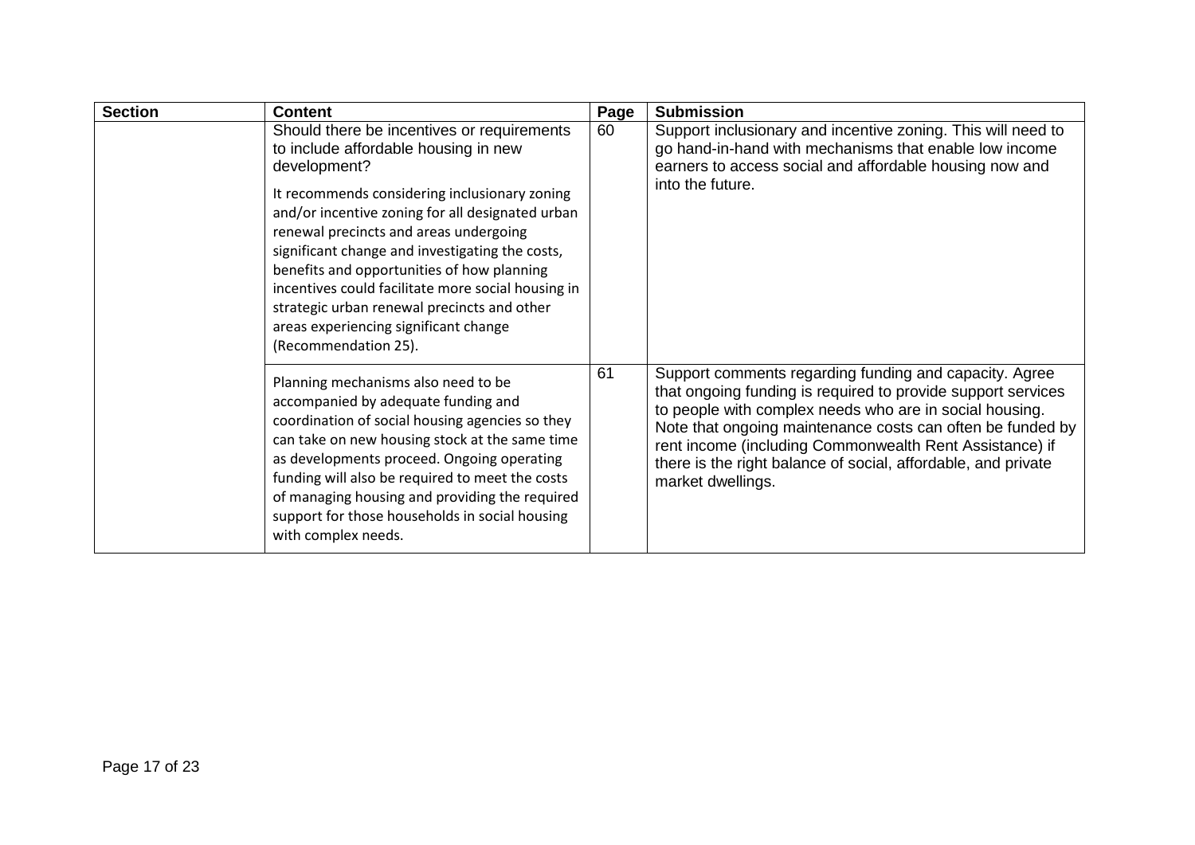| Section | Content | Page | Submission |
| --- | --- | --- | --- |
| | Should there be incentives or requirements to include affordable housing in new development?<br><br>It recommends considering inclusionary zoning and/or incentive zoning for all designated urban renewal precincts and areas undergoing significant change and investigating the costs, benefits and opportunities of how planning incentives could facilitate more social housing in strategic urban renewal precincts and other areas experiencing significant change (Recommendation 25). | 60 | Support inclusionary and incentive zoning. This will need to go hand-in-hand with mechanisms that enable low income earners to access social and affordable housing now and into the future. |
| | Planning mechanisms also need to be accompanied by adequate funding and coordination of social housing agencies so they can take on new housing stock at the same time as developments proceed. Ongoing operating funding will also be required to meet the costs of managing housing and providing the required support for those households in social housing with complex needs. | 61 | Support comments regarding funding and capacity. Agree that ongoing funding is required to provide support services to people with complex needs who are in social housing. Note that ongoing maintenance costs can often be funded by rent income (including Commonwealth Rent Assistance) if there is the right balance of social, affordable, and private market dwellings. |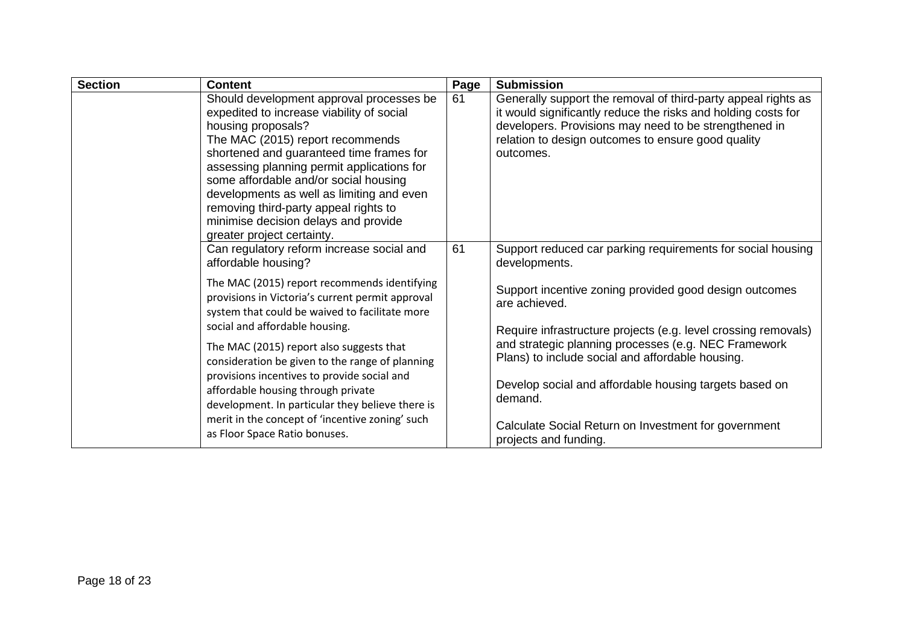| Section | Content | Page | Submission |
|---|---|---|---|
| | Should development approval processes be expedited to increase viability of social housing proposals?<br>The MAC (2015) report recommends shortened and guaranteed time frames for assessing planning permit applications for some affordable and/or social housing developments as well as limiting and even removing third-party appeal rights to minimise decision delays and provide greater project certainty. | 61 | Generally support the removal of third-party appeal rights as it would significantly reduce the risks and holding costs for developers. Provisions may need to be strengthened in relation to design outcomes to ensure good quality outcomes. |
| | Can regulatory reform increase social and affordable housing?<br><br>The MAC (2015) report recommends identifying provisions in Victoria's current permit approval system that could be waived to facilitate more social and affordable housing.<br><br>The MAC (2015) report also suggests that consideration be given to the range of planning provisions incentives to provide social and affordable housing through private development. In particular they believe there is merit in the concept of 'incentive zoning' such as Floor Space Ratio bonuses. | 61 | Support reduced car parking requirements for social housing developments.<br><br>Support incentive zoning provided good design outcomes are achieved.<br><br>Require infrastructure projects (e.g. level crossing removals) and strategic planning processes (e.g. NEC Framework Plans) to include social and affordable housing.<br><br>Develop social and affordable housing targets based on demand.<br><br>Calculate Social Return on Investment for government projects and funding. |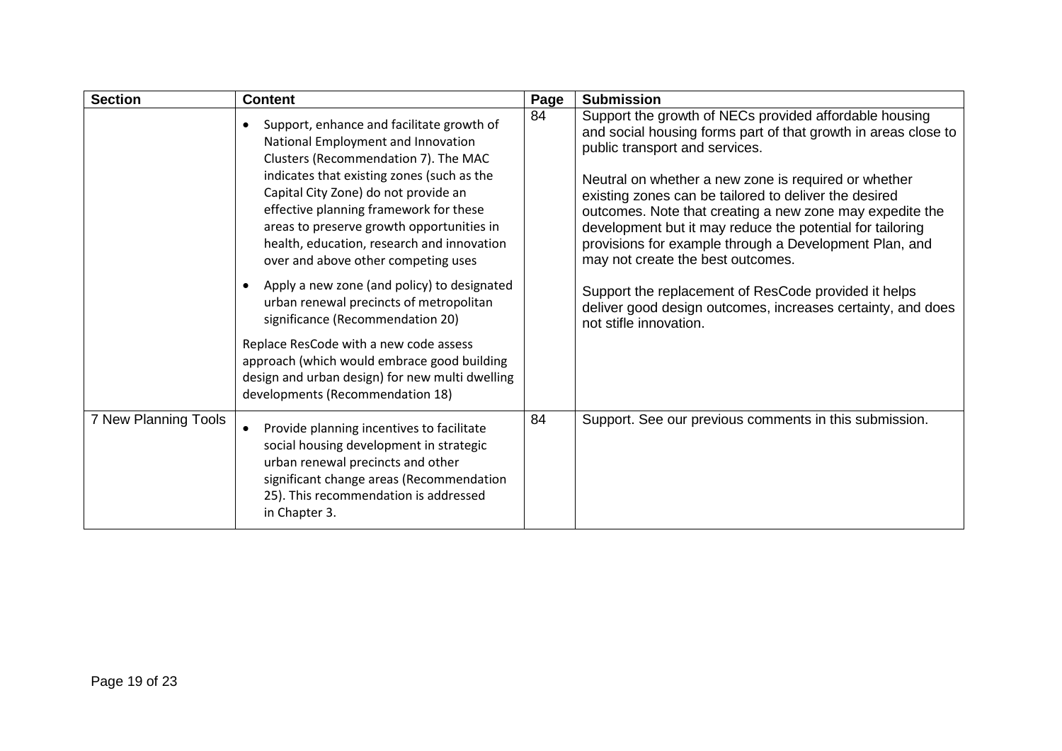| Section | Content | Page | Submission |
|---|---|---|---|
| | • Support, enhance and facilitate growth of National Employment and Innovation Clusters (Recommendation 7). The MAC indicates that existing zones (such as the Capital City Zone) do not provide an effective planning framework for these areas to preserve growth opportunities in health, education, research and innovation over and above other competing uses<br><br>• Apply a new zone (and policy) to designated urban renewal precincts of metropolitan significance (Recommendation 20)<br><br>Replace ResCode with a new code assess approach (which would embrace good building design and urban design) for new multi dwelling developments (Recommendation 18) | 84 | Support the growth of NECs provided affordable housing and social housing forms part of that growth in areas close to public transport and services.<br><br>Neutral on whether a new zone is required or whether existing zones can be tailored to deliver the desired outcomes. Note that creating a new zone may expedite the development but it may reduce the potential for tailoring provisions for example through a Development Plan, and may not create the best outcomes.<br><br>Support the replacement of ResCode provided it helps deliver good design outcomes, increases certainty, and does not stifle innovation. |
| 7 New Planning Tools | • Provide planning incentives to facilitate social housing development in strategic urban renewal precincts and other significant change areas (Recommendation 25). This recommendation is addressed in Chapter 3. | 84 | Support. See our previous comments in this submission. |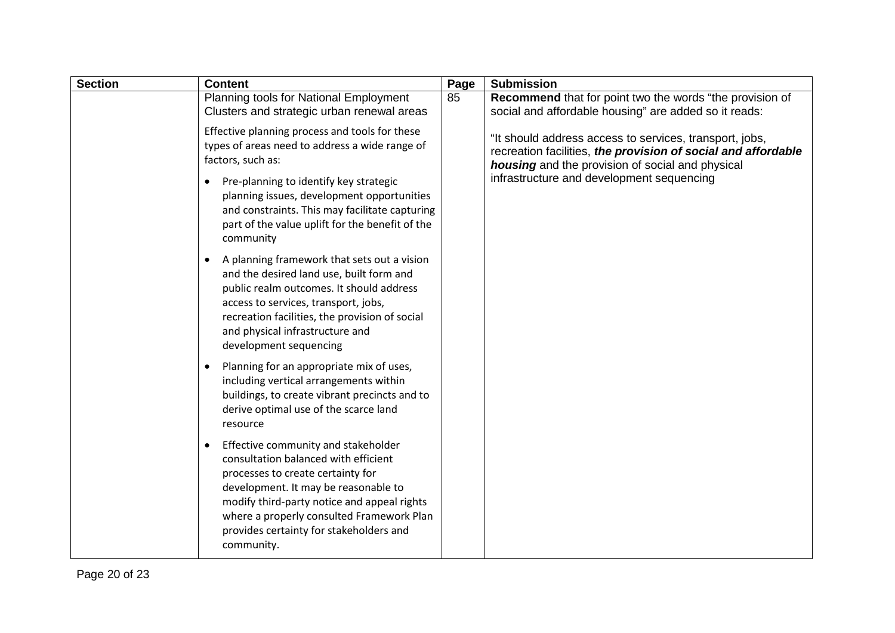| Section | Content | Page | Submission |
| --- | --- | --- | --- |
| | Planning tools for National Employment Clusters and strategic urban renewal areas<br><br>Effective planning process and tools for these types of areas need to address a wide range of factors, such as:<br><br>• Pre-planning to identify key strategic planning issues, development opportunities and constraints. This may facilitate capturing part of the value uplift for the benefit of the community<br><br>• A planning framework that sets out a vision and the desired land use, built form and public realm outcomes. It should address access to services, transport, jobs, recreation facilities, the provision of social and physical infrastructure and development sequencing<br><br>• Planning for an appropriate mix of uses, including vertical arrangements within buildings, to create vibrant precincts and to derive optimal use of the scarce land resource<br><br>• Effective community and stakeholder consultation balanced with efficient processes to create certainty for development. It may be reasonable to modify third-party notice and appeal rights where a properly consulted Framework Plan provides certainty for stakeholders and community. | 85 | **Recommend** that for point two the words "the provision of social and affordable housing" are added so it reads:<br><br>"It should address access to services, transport, jobs, recreation facilities, ***the provision of social and affordable housing*** and the provision of social and physical infrastructure and development sequencing |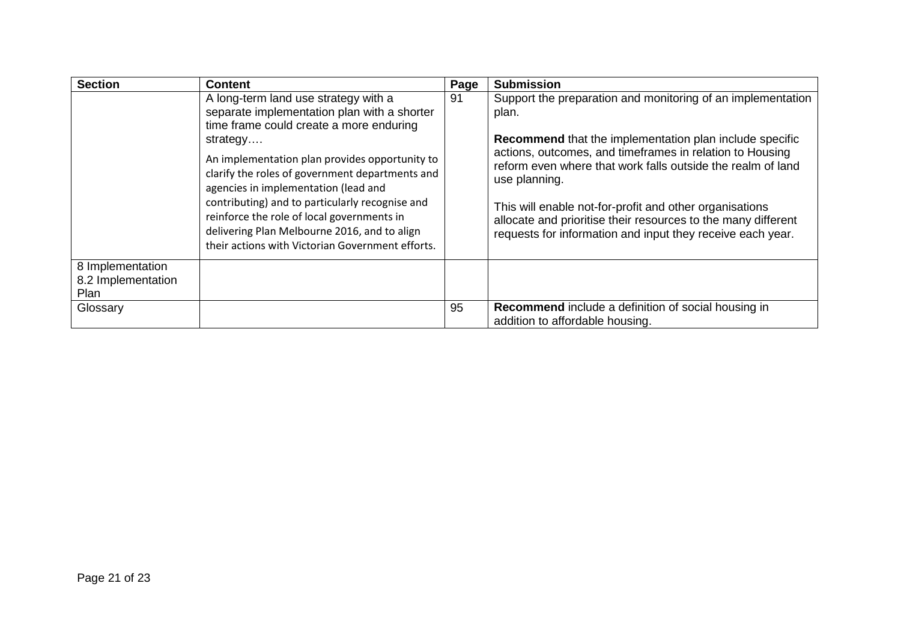| Section | Content | Page | Submission |
|---|---|---|---|
| | A long-term land use strategy with a separate implementation plan with a shorter time frame could create a more enduring strategy….<br><br>An implementation plan provides opportunity to clarify the roles of government departments and agencies in implementation (lead and contributing) and to particularly recognise and reinforce the role of local governments in delivering Plan Melbourne 2016, and to align their actions with Victorian Government efforts. | 91 | Support the preparation and monitoring of an implementation plan.<br><br>**Recommend** that the implementation plan include specific actions, outcomes, and timeframes in relation to Housing reform even where that work falls outside the realm of land use planning.<br><br>This will enable not-for-profit and other organisations allocate and prioritise their resources to the many different requests for information and input they receive each year. |
| 8 Implementation<br>8.2 Implementation Plan | | | |
| Glossary | | 95 | **Recommend** include a definition of social housing in addition to affordable housing. |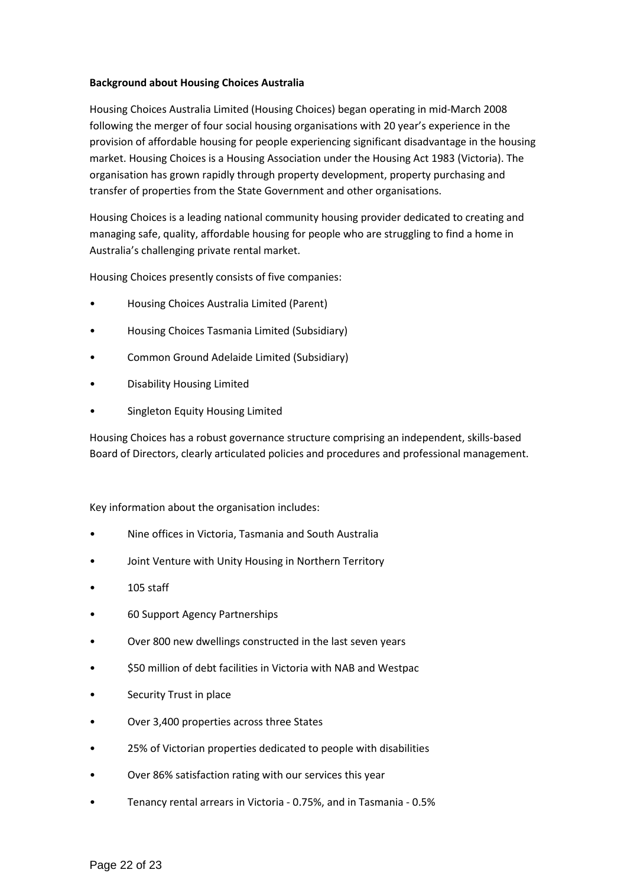**Background about Housing Choices Australia**

Housing Choices Australia Limited (Housing Choices) began operating in mid-March 2008 following the merger of four social housing organisations with 20 year's experience in the provision of affordable housing for people experiencing significant disadvantage in the housing market. Housing Choices is a Housing Association under the Housing Act 1983 (Victoria). The organisation has grown rapidly through property development, property purchasing and transfer of properties from the State Government and other organisations.

Housing Choices is a leading national community housing provider dedicated to creating and managing safe, quality, affordable housing for people who are struggling to find a home in Australia's challenging private rental market.

Housing Choices presently consists of five companies:

- Housing Choices Australia Limited (Parent)
- Housing Choices Tasmania Limited (Subsidiary)
- Common Ground Adelaide Limited (Subsidiary)
- Disability Housing Limited
- Singleton Equity Housing Limited

Housing Choices has a robust governance structure comprising an independent, skills-based Board of Directors, clearly articulated policies and procedures and professional management.

Key information about the organisation includes:

- Nine offices in Victoria, Tasmania and South Australia
- Joint Venture with Unity Housing in Northern Territory
- 105 staff
- 60 Support Agency Partnerships
- Over 800 new dwellings constructed in the last seven years
- $50 million of debt facilities in Victoria with NAB and Westpac
- Security Trust in place
- Over 3,400 properties across three States
- 25% of Victorian properties dedicated to people with disabilities
- Over 86% satisfaction rating with our services this year
- Tenancy rental arrears in Victoria - 0.75%, and in Tasmania - 0.5%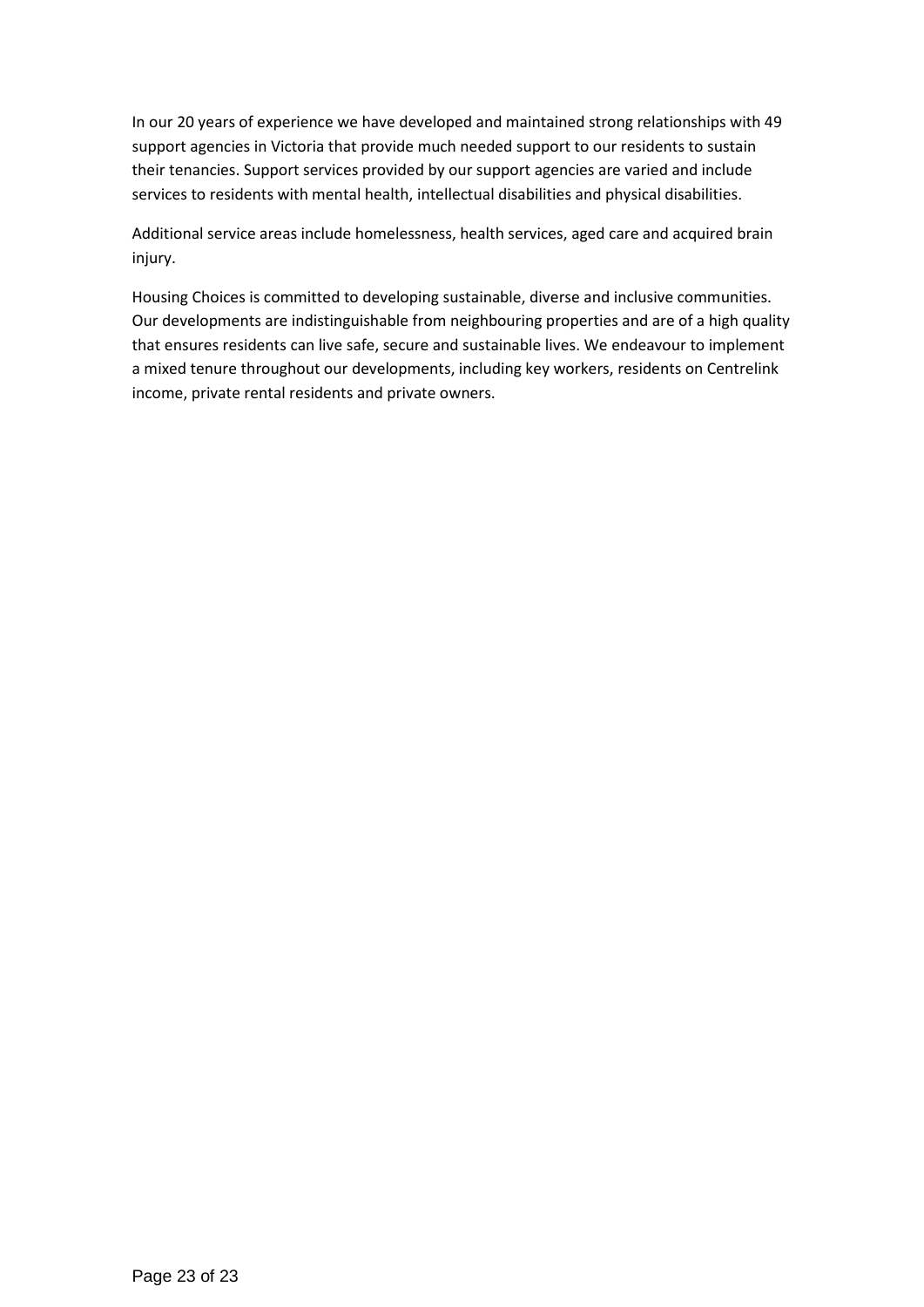In our 20 years of experience we have developed and maintained strong relationships with 49 support agencies in Victoria that provide much needed support to our residents to sustain their tenancies. Support services provided by our support agencies are varied and include services to residents with mental health, intellectual disabilities and physical disabilities.

Additional service areas include homelessness, health services, aged care and acquired brain injury.

Housing Choices is committed to developing sustainable, diverse and inclusive communities. Our developments are indistinguishable from neighbouring properties and are of a high quality that ensures residents can live safe, secure and sustainable lives. We endeavour to implement a mixed tenure throughout our developments, including key workers, residents on Centrelink income, private rental residents and private owners.